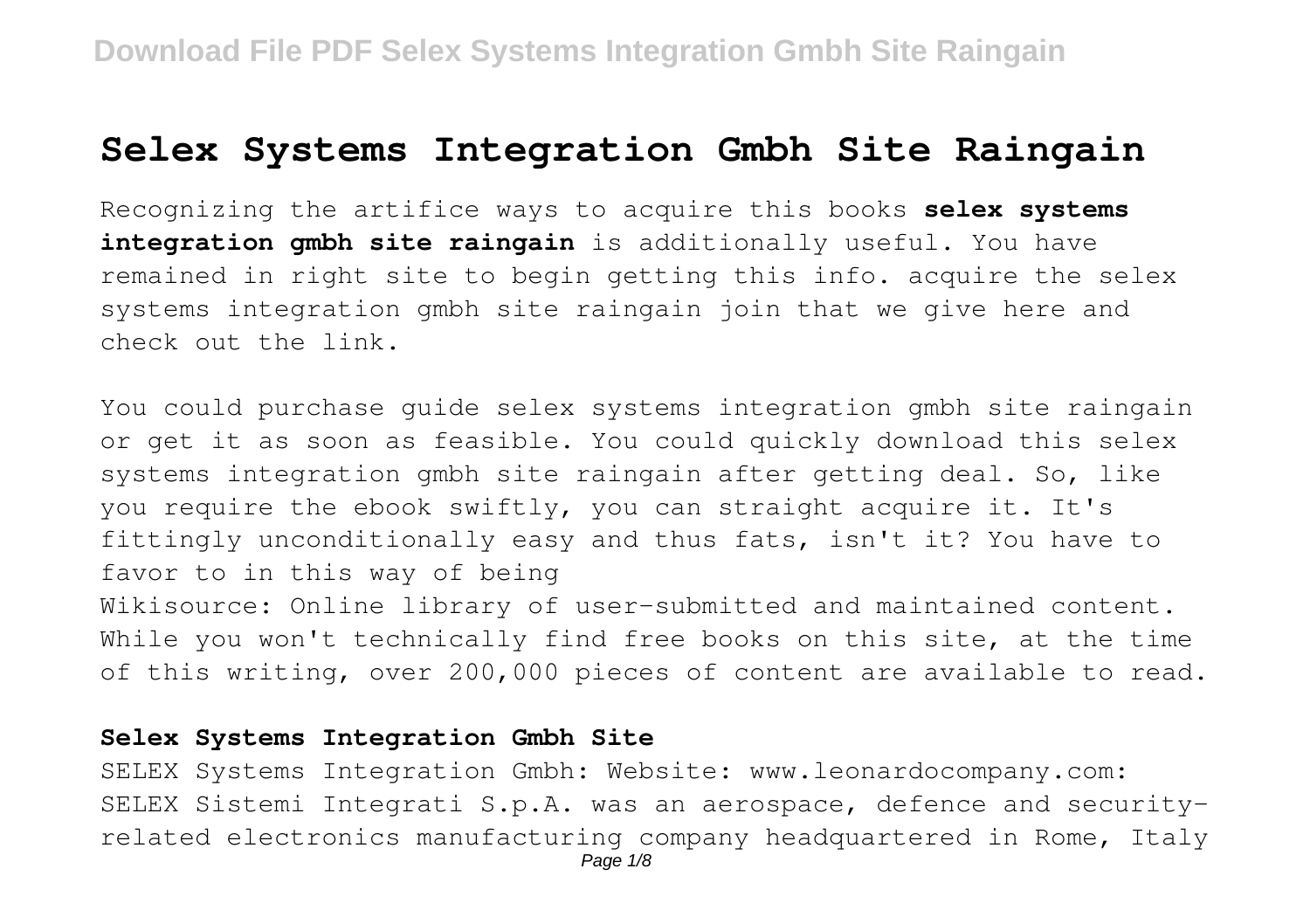# Selex Systems Integration Gmbh Site Raingain

Recognizing the artifice ways to acquire this books **selex systems integration gmbh site raingain** is additionally useful. You have remained in right site to begin getting this info. acquire the selex systems integration gmbh site raingain join that we give here and check out the link.

You could purchase guide selex systems integration gmbh site raingain or get it as soon as feasible. You could quickly download this selex systems integration gmbh site raingain after getting deal. So, like you require the ebook swiftly, you can straight acquire it. It's fittingly unconditionally easy and thus fats, isn't it? You have to favor to in this way of being
Wikisource: Online library of user-submitted and maintained content. While you won't technically find free books on this site, at the time of this writing, over 200,000 pieces of content are available to read.

## Selex Systems Integration Gmbh Site

SELEX Systems Integration Gmbh: Website: www.leonardocompany.com: SELEX Sistemi Integrati S.p.A. was an aerospace, defence and security-related electronics manufacturing company headquartered in Rome, Italy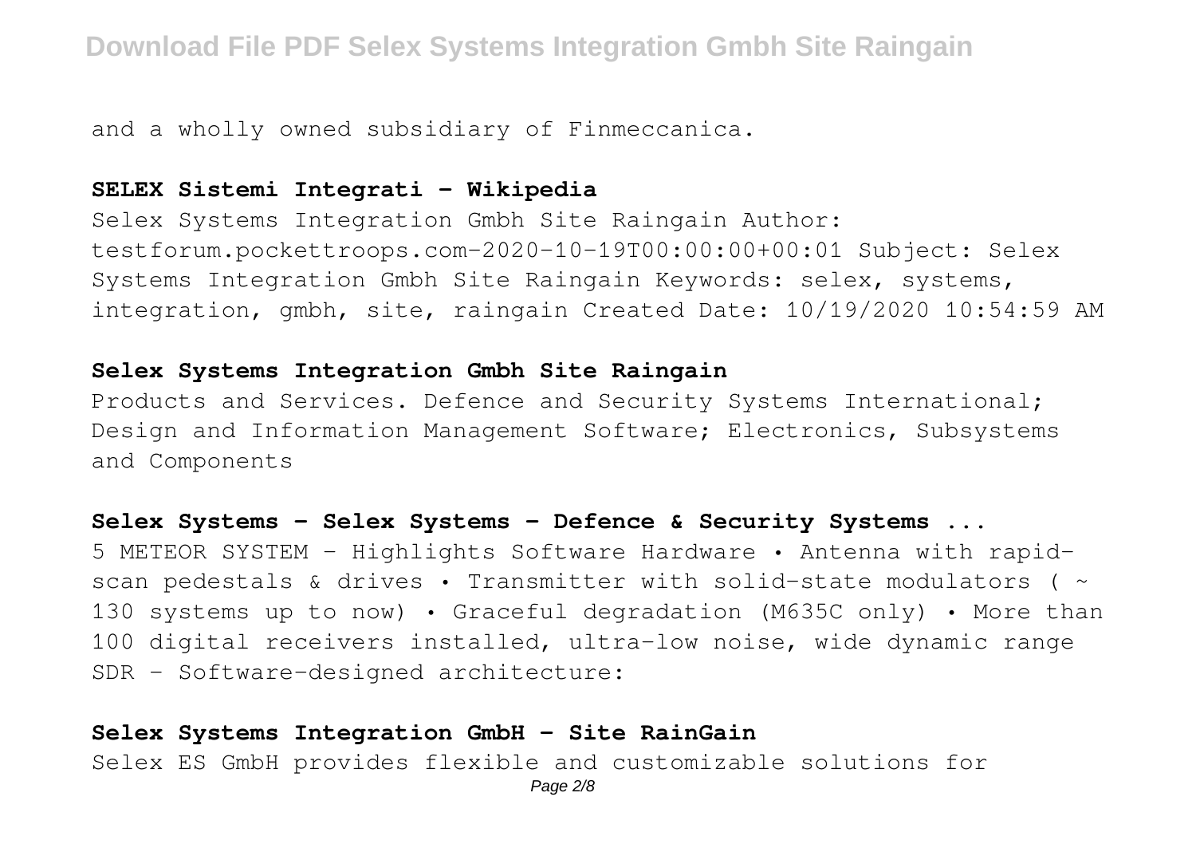and a wholly owned subsidiary of Finmeccanica.

## SELEX Sistemi Integrati - Wikipedia

Selex Systems Integration Gmbh Site Raingain Author: testforum.pockettroops.com-2020-10-19T00:00:00+00:01 Subject: Selex Systems Integration Gmbh Site Raingain Keywords: selex, systems, integration, gmbh, site, raingain Created Date: 10/19/2020 10:54:59 AM

## Selex Systems Integration Gmbh Site Raingain

Products and Services. Defence and Security Systems International; Design and Information Management Software; Electronics, Subsystems and Components

## Selex Systems - Selex Systems - Defence & Security Systems ...

5 METEOR SYSTEM – Highlights Software Hardware • Antenna with rapid-scan pedestals & drives • Transmitter with solid-state modulators ( ~ 130 systems up to now) • Graceful degradation (M635C only) • More than 100 digital receivers installed, ultra-low noise, wide dynamic range SDR - Software-designed architecture:

## Selex Systems Integration GmbH - Site RainGain

Selex ES GmbH provides flexible and customizable solutions for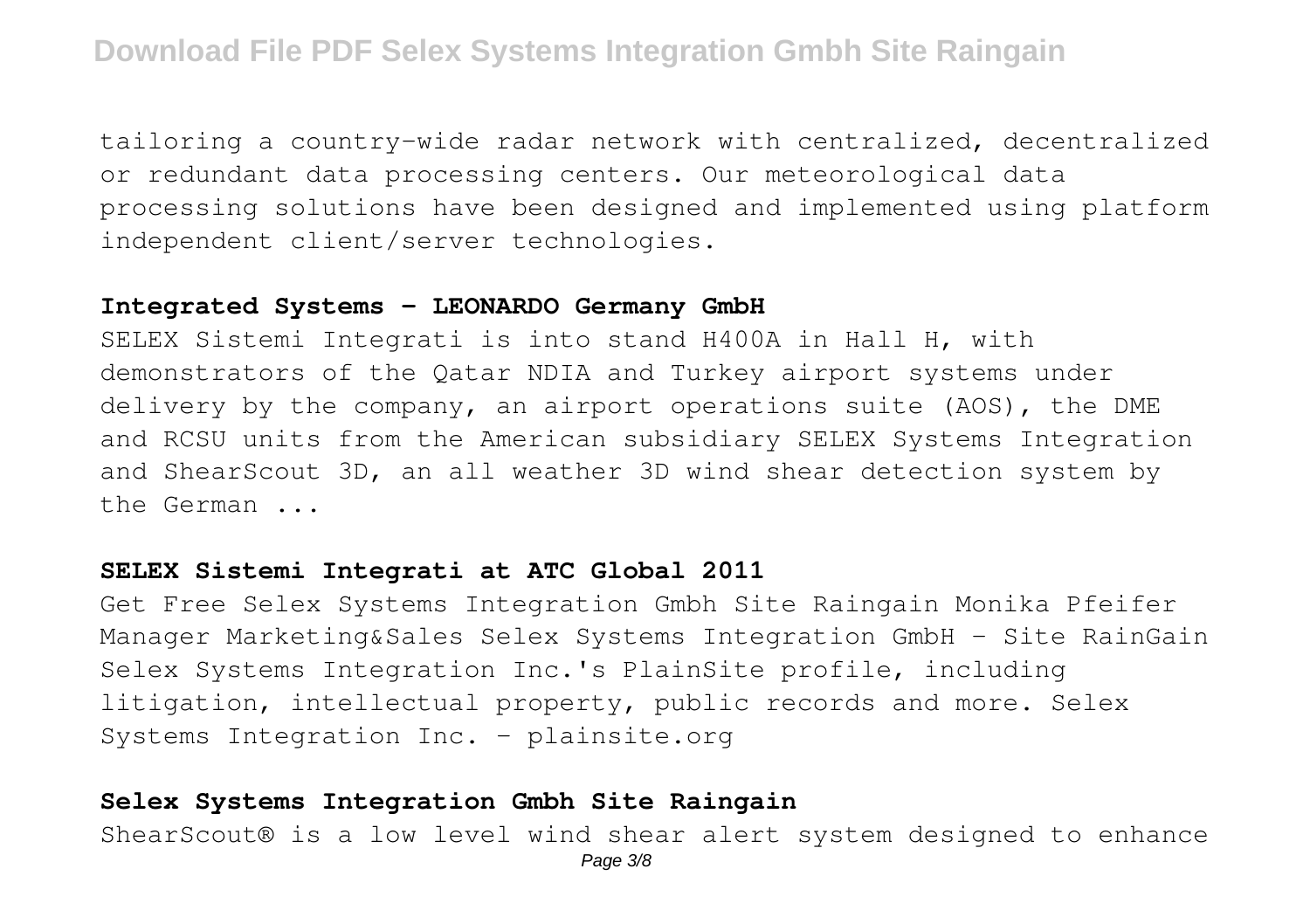tailoring a country-wide radar network with centralized, decentralized or redundant data processing centers. Our meteorological data processing solutions have been designed and implemented using platform independent client/server technologies.

### Integrated Systems - LEONARDO Germany GmbH

SELEX Sistemi Integrati is into stand H400A in Hall H, with demonstrators of the Qatar NDIA and Turkey airport systems under delivery by the company, an airport operations suite (AOS), the DME and RCSU units from the American subsidiary SELEX Systems Integration and ShearScout 3D, an all weather 3D wind shear detection system by the German ...

### SELEX Sistemi Integrati at ATC Global 2011

Get Free Selex Systems Integration Gmbh Site Raingain Monika Pfeifer Manager Marketing&Sales Selex Systems Integration GmbH - Site RainGain Selex Systems Integration Inc.'s PlainSite profile, including litigation, intellectual property, public records and more. Selex Systems Integration Inc. - plainsite.org

### Selex Systems Integration Gmbh Site Raingain

ShearScout® is a low level wind shear alert system designed to enhance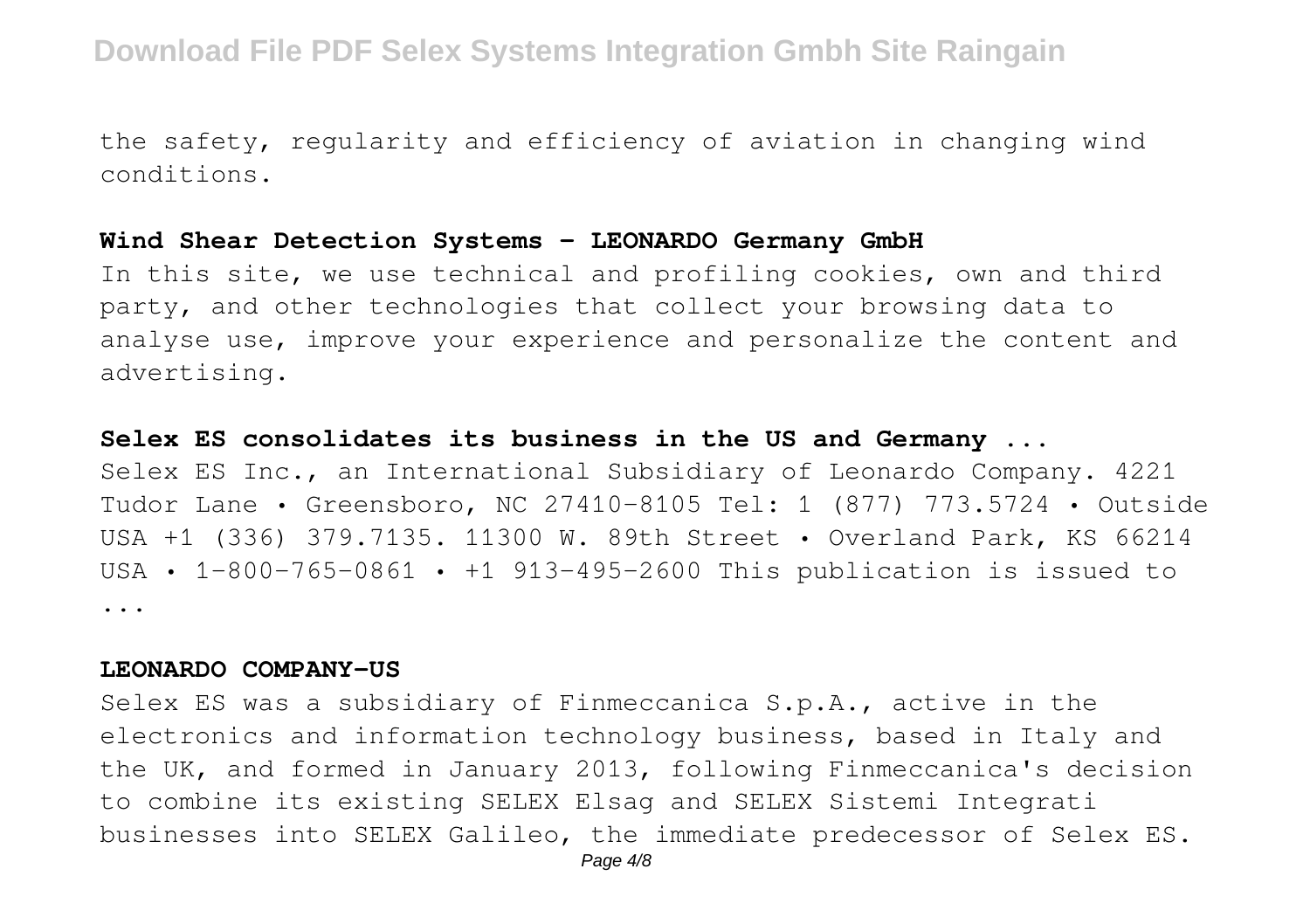the safety, regularity and efficiency of aviation in changing wind conditions.

### Wind Shear Detection Systems - LEONARDO Germany GmbH

In this site, we use technical and profiling cookies, own and third party, and other technologies that collect your browsing data to analyse use, improve your experience and personalize the content and advertising.

### Selex ES consolidates its business in the US and Germany ...

Selex ES Inc., an International Subsidiary of Leonardo Company. 4221 Tudor Lane • Greensboro, NC 27410-8105 Tel: 1 (877) 773.5724 • Outside USA +1 (336) 379.7135. 11300 W. 89th Street • Overland Park, KS 66214 USA • 1-800-765-0861 • +1 913-495-2600 This publication is issued to ...

### LEONARDO COMPANY-US

Selex ES was a subsidiary of Finmeccanica S.p.A., active in the electronics and information technology business, based in Italy and the UK, and formed in January 2013, following Finmeccanica's decision to combine its existing SELEX Elsag and SELEX Sistemi Integrati businesses into SELEX Galileo, the immediate predecessor of Selex ES.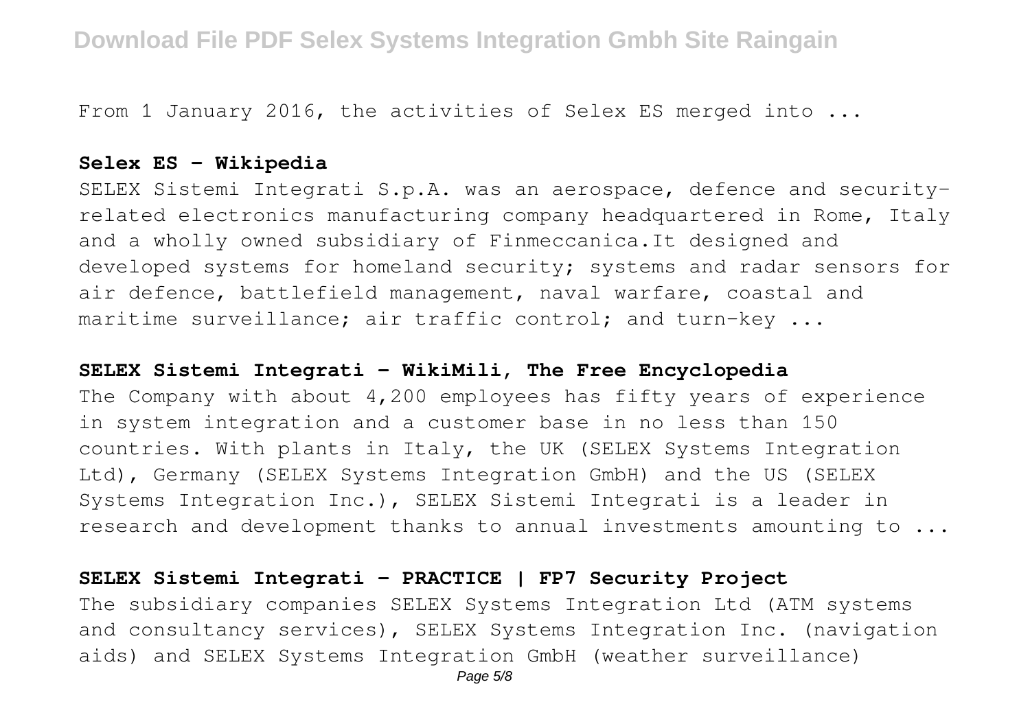From 1 January 2016, the activities of Selex ES merged into ...

**Selex ES - Wikipedia**

SELEX Sistemi Integrati S.p.A. was an aerospace, defence and security-related electronics manufacturing company headquartered in Rome, Italy and a wholly owned subsidiary of Finmeccanica.It designed and developed systems for homeland security; systems and radar sensors for air defence, battlefield management, naval warfare, coastal and maritime surveillance; air traffic control; and turn-key ...

**SELEX Sistemi Integrati - WikiMili, The Free Encyclopedia**

The Company with about 4,200 employees has fifty years of experience in system integration and a customer base in no less than 150 countries. With plants in Italy, the UK (SELEX Systems Integration Ltd), Germany (SELEX Systems Integration GmbH) and the US (SELEX Systems Integration Inc.), SELEX Sistemi Integrati is a leader in research and development thanks to annual investments amounting to ...

**SELEX Sistemi Integrati - PRACTICE | FP7 Security Project**

The subsidiary companies SELEX Systems Integration Ltd (ATM systems and consultancy services), SELEX Systems Integration Inc. (navigation aids) and SELEX Systems Integration GmbH (weather surveillance)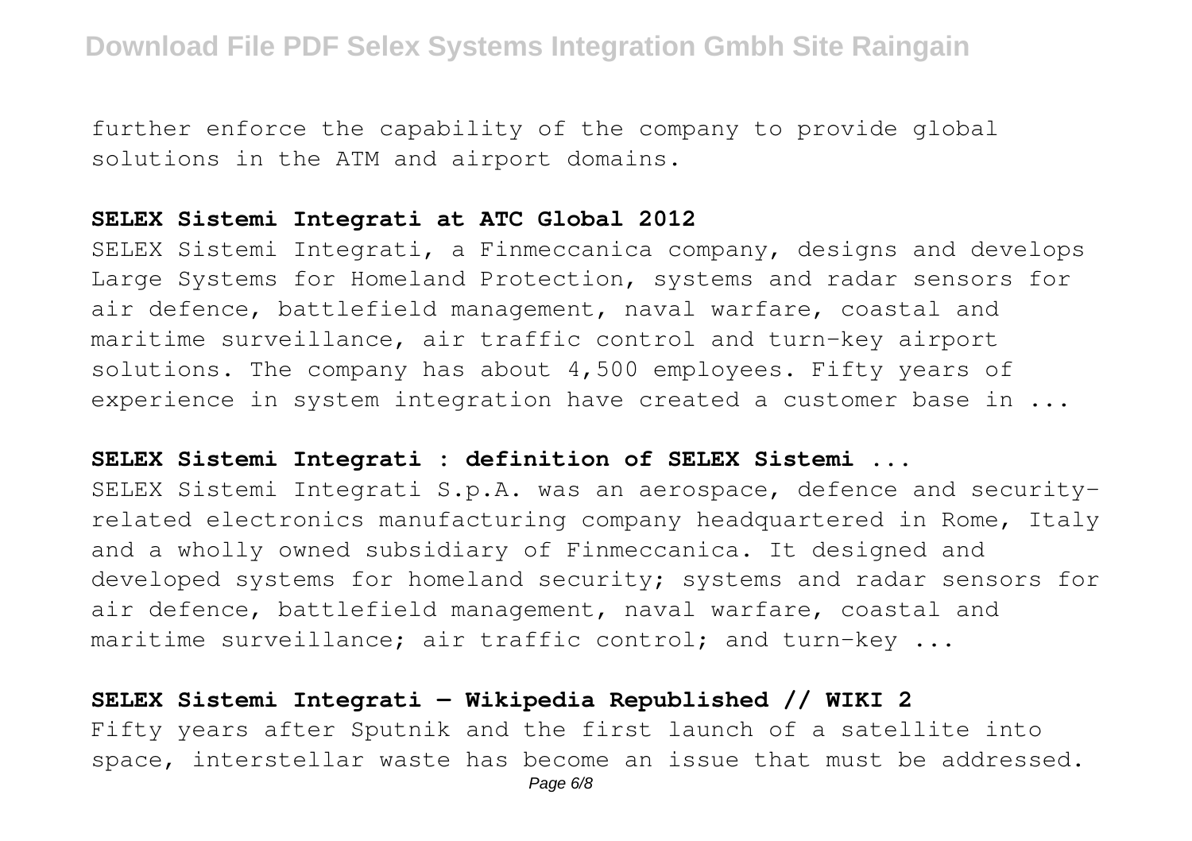further enforce the capability of the company to provide global solutions in the ATM and airport domains.

**SELEX Sistemi Integrati at ATC Global 2012**

SELEX Sistemi Integrati, a Finmeccanica company, designs and develops Large Systems for Homeland Protection, systems and radar sensors for air defence, battlefield management, naval warfare, coastal and maritime surveillance, air traffic control and turn-key airport solutions. The company has about 4,500 employees. Fifty years of experience in system integration have created a customer base in ...

**SELEX Sistemi Integrati : definition of SELEX Sistemi ...**

SELEX Sistemi Integrati S.p.A. was an aerospace, defence and security-related electronics manufacturing company headquartered in Rome, Italy and a wholly owned subsidiary of Finmeccanica. It designed and developed systems for homeland security; systems and radar sensors for air defence, battlefield management, naval warfare, coastal and maritime surveillance; air traffic control; and turn-key ...

**SELEX Sistemi Integrati — Wikipedia Republished // WIKI 2**

Fifty years after Sputnik and the first launch of a satellite into space, interstellar waste has become an issue that must be addressed.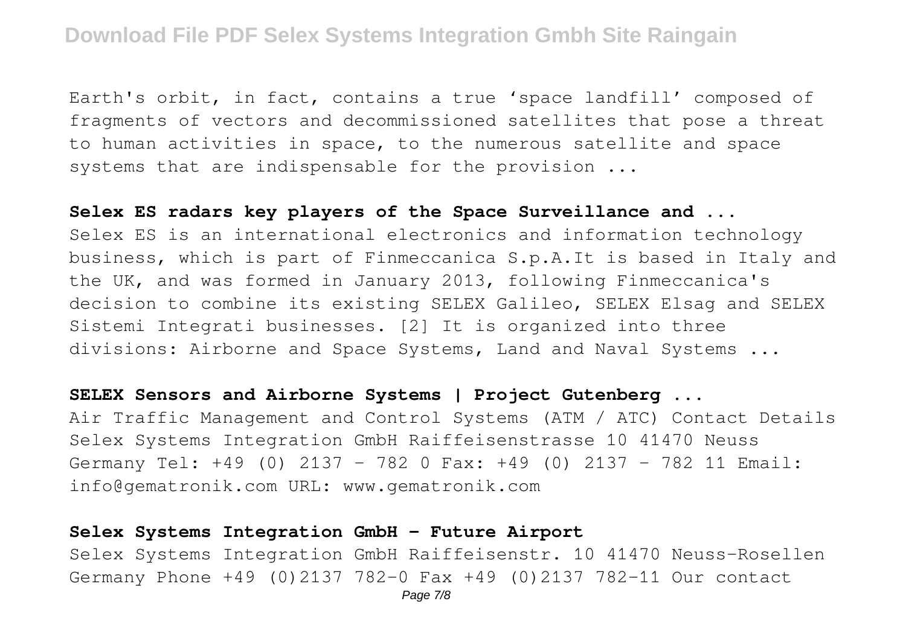Earth's orbit, in fact, contains a true 'space landfill' composed of fragments of vectors and decommissioned satellites that pose a threat to human activities in space, to the numerous satellite and space systems that are indispensable for the provision ...

**Selex ES radars key players of the Space Surveillance and ...**

Selex ES is an international electronics and information technology business, which is part of Finmeccanica S.p.A.It is based in Italy and the UK, and was formed in January 2013, following Finmeccanica's decision to combine its existing SELEX Galileo, SELEX Elsag and SELEX Sistemi Integrati businesses. [2] It is organized into three divisions: Airborne and Space Systems, Land and Naval Systems ...

**SELEX Sensors and Airborne Systems | Project Gutenberg ...**

Air Traffic Management and Control Systems (ATM / ATC) Contact Details Selex Systems Integration GmbH Raiffeisenstrasse 10 41470 Neuss Germany Tel: +49 (0) 2137 - 782 0 Fax: +49 (0) 2137 - 782 11 Email: info@gematronik.com URL: www.gematronik.com

**Selex Systems Integration GmbH - Future Airport**

Selex Systems Integration GmbH Raiffeisenstr. 10 41470 Neuss-Rosellen Germany Phone +49 (0)2137 782-0 Fax +49 (0)2137 782-11 Our contact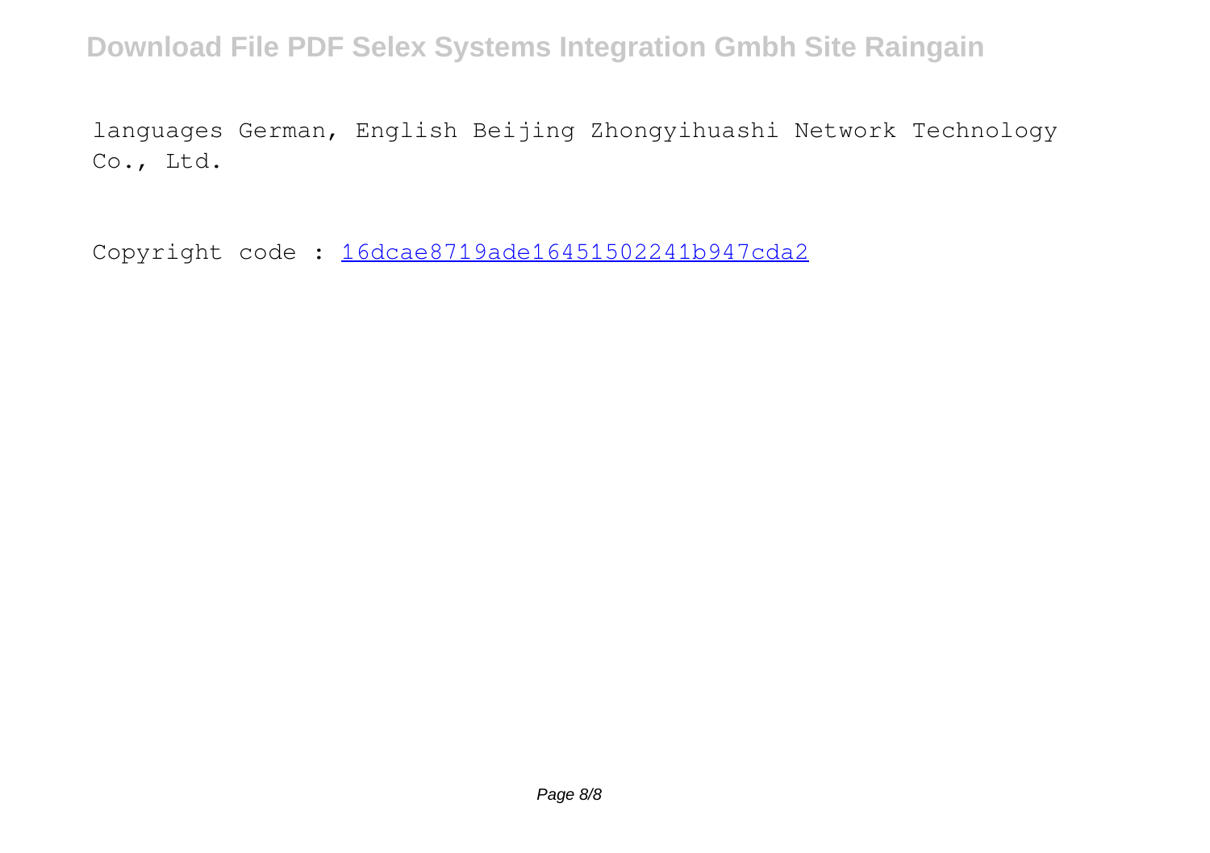languages German, English Beijing Zhongyihuashi Network Technology Co., Ltd.

Copyright code : [16dcae8719ade16451502241b947cda2]